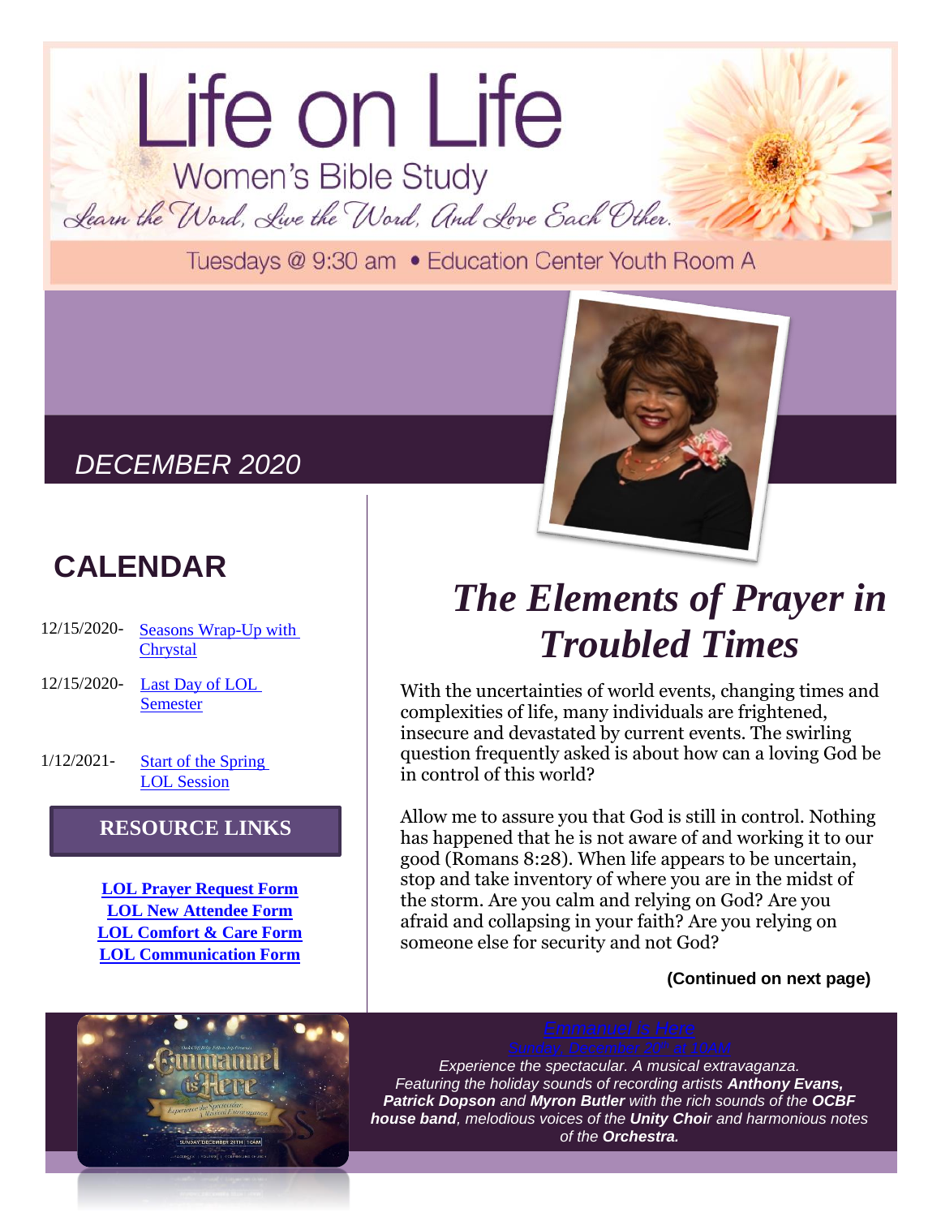# Life on Life

## Women's Bible Study

*Learn the Word, Live the Word, And Love Each Other.*

Tuesdays @ 9:30 am • Education Center Youth Room A

*DECEMBER 2020*

## CALENDAR

12/15/2020- Seasons Wrap-Up with Chrystal

12/15/2020- Last Day of LOL Semester

1/12/2021- Start of the Spring LOL Session

### RESOURCE LINKS

**LOL Prayer Request Form**
**LOL New Attendee Form**
**LOL Comfort & Care Form**
**LOL Communication Form**

# *The Elements of Prayer in Troubled Times*

With the uncertainties of world events, changing times and complexities of life, many individuals are frightened, insecure and devastated by current events. The swirling question frequently asked is about how can a loving God be in control of this world?

Allow me to assure you that God is still in control. Nothing has happened that he is not aware of and working it to our good (Romans 8:28). When life appears to be uncertain, stop and take inventory of where you are in the midst of the storm. Are you calm and relying on God? Are you afraid and collapsing in your faith? Are you relying on someone else for security and not God?

**(Continued on next page)**

*Emmanuel is Here*

*Sunday, December 20th at 10AM*

*Experience the spectacular. A musical extravaganza. Featuring the holiday sounds of recording artists **Anthony Evans, Patrick Dopson** and **Myron Butler** with the rich sounds of the **OCBF house band**, melodious voices of the **Unity Choir** and harmonious notes of the **Orchestra.***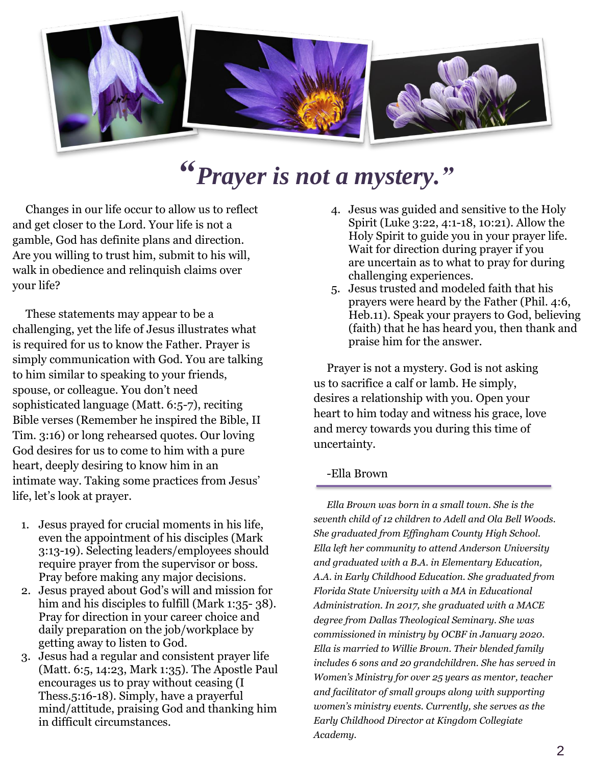# *"Prayer is not a mystery."*

Changes in our life occur to allow us to reflect and get closer to the Lord. Your life is not a gamble, God has definite plans and direction. Are you willing to trust him, submit to his will, walk in obedience and relinquish claims over your life?

These statements may appear to be a challenging, yet the life of Jesus illustrates what is required for us to know the Father. Prayer is simply communication with God. You are talking to him similar to speaking to your friends, spouse, or colleague. You don't need sophisticated language (Matt. 6:5-7), reciting Bible verses (Remember he inspired the Bible, II Tim. 3:16) or long rehearsed quotes. Our loving God desires for us to come to him with a pure heart, deeply desiring to know him in an intimate way. Taking some practices from Jesus' life, let's look at prayer.

1. Jesus prayed for crucial moments in his life, even the appointment of his disciples (Mark 3:13-19). Selecting leaders/employees should require prayer from the supervisor or boss. Pray before making any major decisions.
2. Jesus prayed about God's will and mission for him and his disciples to fulfill (Mark 1:35- 38). Pray for direction in your career choice and daily preparation on the job/workplace by getting away to listen to God.
3. Jesus had a regular and consistent prayer life (Matt. 6:5, 14:23, Mark 1:35). The Apostle Paul encourages us to pray without ceasing (I Thess.5:16-18). Simply, have a prayerful mind/attitude, praising God and thanking him in difficult circumstances.
4. Jesus was guided and sensitive to the Holy Spirit (Luke 3:22, 4:1-18, 10:21). Allow the Holy Spirit to guide you in your prayer life. Wait for direction during prayer if you are uncertain as to what to pray for during challenging experiences.
5. Jesus trusted and modeled faith that his prayers were heard by the Father (Phil. 4:6, Heb.11). Speak your prayers to God, believing (faith) that he has heard you, then thank and praise him for the answer.

Prayer is not a mystery. God is not asking us to sacrifice a calf or lamb. He simply, desires a relationship with you. Open your heart to him today and witness his grace, love and mercy towards you during this time of uncertainty.

-Ella Brown

---

*Ella Brown was born in a small town. She is the seventh child of 12 children to Adell and Ola Bell Woods. She graduated from Effingham County High School. Ella left her community to attend Anderson University and graduated with a B.A. in Elementary Education, A.A. in Early Childhood Education. She graduated from Florida State University with a MA in Educational Administration. In 2017, she graduated with a MACE degree from Dallas Theological Seminary. She was commissioned in ministry by OCBF in January 2020. Ella is married to Willie Brown. Their blended family includes 6 sons and 20 grandchildren. She has served in Women's Ministry for over 25 years as mentor, teacher and facilitator of small groups along with supporting women's ministry events. Currently, she serves as the Early Childhood Director at Kingdom Collegiate Academy.*